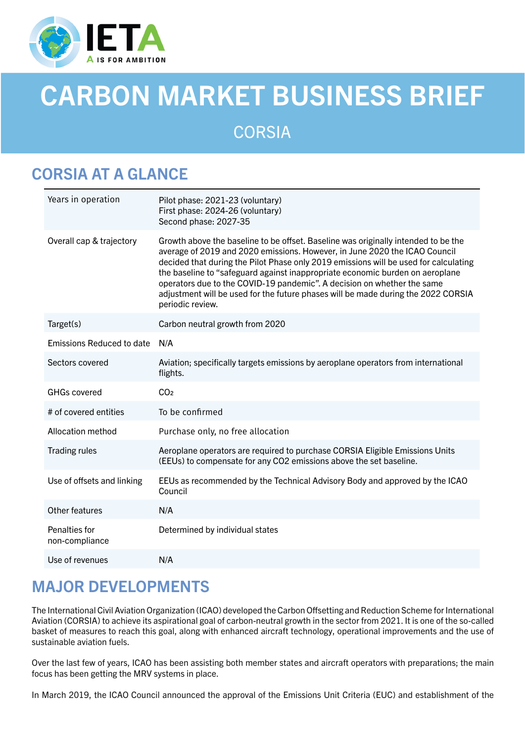IETA

A IS FOR AMBITION

# CARBON MARKET BUSINESS BRIEF

## CORSIA

## CORSIA AT A GLANCE

| | |
|---|---|
| Years in operation | Pilot phase: 2021-23 (voluntary)<br>First phase: 2024-26 (voluntary)<br>Second phase: 2027-35 |
| Overall cap & trajectory | Growth above the baseline to be offset. Baseline was originally intended to be the average of 2019 and 2020 emissions. However, in June 2020 the ICAO Council decided that during the Pilot Phase only 2019 emissions will be used for calculating the baseline to “safeguard against inappropriate economic burden on aeroplane operators due to the COVID-19 pandemic”. A decision on whether the same adjustment will be used for the future phases will be made during the 2022 CORSIA periodic review. |
| Target(s) | Carbon neutral growth from 2020 |
| Emissions Reduced to date | N/A |
| Sectors covered | Aviation; specifically targets emissions by aeroplane operators from international flights. |
| GHGs covered | $CO_2$ |
| # of covered entities | To be confirmed |
| Allocation method | Purchase only, no free allocation |
| Trading rules | Aeroplane operators are required to purchase CORSIA Eligible Emissions Units (EEUs) to compensate for any CO2 emissions above the set baseline. |
| Use of offsets and linking | EEUs as recommended by the Technical Advisory Body and approved by the ICAO Council |
| Other features | N/A |
| Penalties for non-compliance | Determined by individual states |
| Use of revenues | N/A |

## MAJOR DEVELOPMENTS

The International Civil Aviation Organization (ICAO) developed the Carbon Offsetting and Reduction Scheme for International Aviation (CORSIA) to achieve its aspirational goal of carbon-neutral growth in the sector from 2021. It is one of the so-called basket of measures to reach this goal, along with enhanced aircraft technology, operational improvements and the use of sustainable aviation fuels.

Over the last few of years, ICAO has been assisting both member states and aircraft operators with preparations; the main focus has been getting the MRV systems in place.

In March 2019, the ICAO Council announced the approval of the Emissions Unit Criteria (EUC) and establishment of the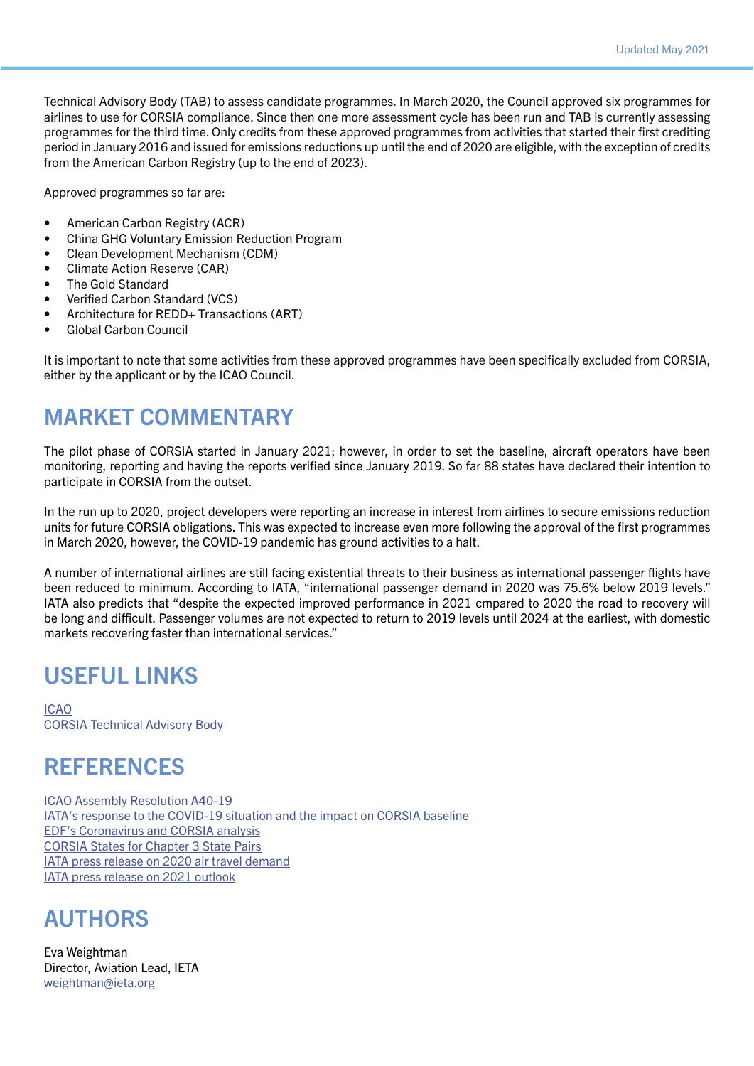Technical Advisory Body (TAB) to assess candidate programmes. In March 2020, the Council approved six programmes for airlines to use for CORSIA compliance. Since then one more assessment cycle has been run and TAB is currently assessing programmes for the third time. Only credits from these approved programmes from activities that started their first crediting period in January 2016 and issued for emissions reductions up until the end of 2020 are eligible, with the exception of credits from the American Carbon Registry (up to the end of 2023).

Approved programmes so far are:

- American Carbon Registry (ACR)
- China GHG Voluntary Emission Reduction Program
- Clean Development Mechanism (CDM)
- Climate Action Reserve (CAR)
- The Gold Standard
- Verified Carbon Standard (VCS)
- Architecture for REDD+ Transactions (ART)
- Global Carbon Council

It is important to note that some activities from these approved programmes have been specifically excluded from CORSIA, either by the applicant or by the ICAO Council.

## MARKET COMMENTARY

The pilot phase of CORSIA started in January 2021; however, in order to set the baseline, aircraft operators have been monitoring, reporting and having the reports verified since January 2019. So far 88 states have declared their intention to participate in CORSIA from the outset.

In the run up to 2020, project developers were reporting an increase in interest from airlines to secure emissions reduction units for future CORSIA obligations. This was expected to increase even more following the approval of the first programmes in March 2020, however, the COVID-19 pandemic has ground activities to a halt.

A number of international airlines are still facing existential threats to their business as international passenger flights have been reduced to minimum. According to IATA, "international passenger demand in 2020 was 75.6% below 2019 levels." IATA also predicts that "despite the expected improved performance in 2021 cmpared to 2020 the road to recovery will be long and difficult. Passenger volumes are not expected to return to 2019 levels until 2024 at the earliest, with domestic markets recovering faster than international services."

## USEFUL LINKS

ICAO
CORSIA Technical Advisory Body

## REFERENCES

ICAO Assembly Resolution A40-19
IATA's response to the COVID-19 situation and the impact on CORSIA baseline
EDF's Coronavirus and CORSIA analysis
CORSIA States for Chapter 3 State Pairs
IATA press release on 2020 air travel demand
IATA press release on 2021 outlook

## AUTHORS

Eva Weightman
Director, Aviation Lead, IETA
weightman@ieta.org